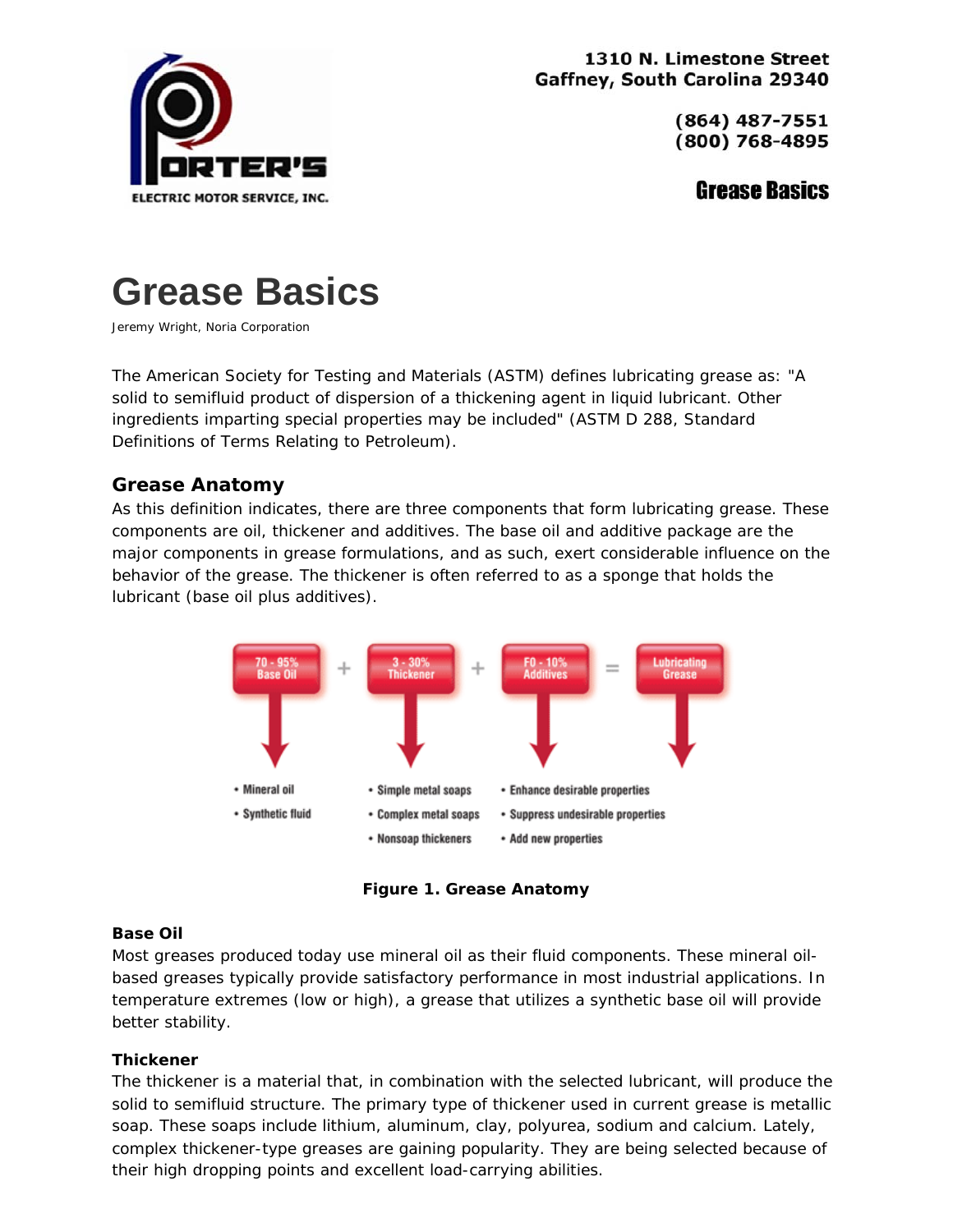1310 N. Limestone Street
Gaffney, South Carolina 29340

(864) 487-7551
(800) 768-4895

**Grease Basics**

# Grease Basics

Jeremy Wright, Noria Corporation

The American Society for Testing and Materials (ASTM) defines lubricating grease as: "A solid to semifluid product of dispersion of a thickening agent in liquid lubricant. Other ingredients imparting special properties may be included" (ASTM D 288, Standard Definitions of Terms Relating to Petroleum).

## Grease Anatomy

As this definition indicates, there are three components that form lubricating grease. These components are oil, thickener and additives. The base oil and additive package are the major components in grease formulations, and as such, exert considerable influence on the behavior of the grease. The thickener is often referred to as a sponge that holds the lubricant (base oil plus additives).

| 70 - 95% Base Oil | + | 3 - 30% Thickener | + | 0 - 10% Additives | = | Lubricating Grease |
|---|---|---|---|---|---|---|
| • Mineral oil<br>• Synthetic fluid | | • Simple metal soaps<br>• Complex metal soaps<br>• Nonsoap thickeners | | • Enhance desirable properties<br>• Suppress undesirable properties<br>• Add new properties | | |

**Figure 1. Grease Anatomy**

### Base Oil

Most greases produced today use mineral oil as their fluid components. These mineral oil-based greases typically provide satisfactory performance in most industrial applications. In temperature extremes (low or high), a grease that utilizes a synthetic base oil will provide better stability.

### Thickener

The thickener is a material that, in combination with the selected lubricant, will produce the solid to semifluid structure. The primary type of thickener used in current grease is metallic soap. These soaps include lithium, aluminum, clay, polyurea, sodium and calcium. Lately, complex thickener-type greases are gaining popularity. They are being selected because of their high dropping points and excellent load-carrying abilities.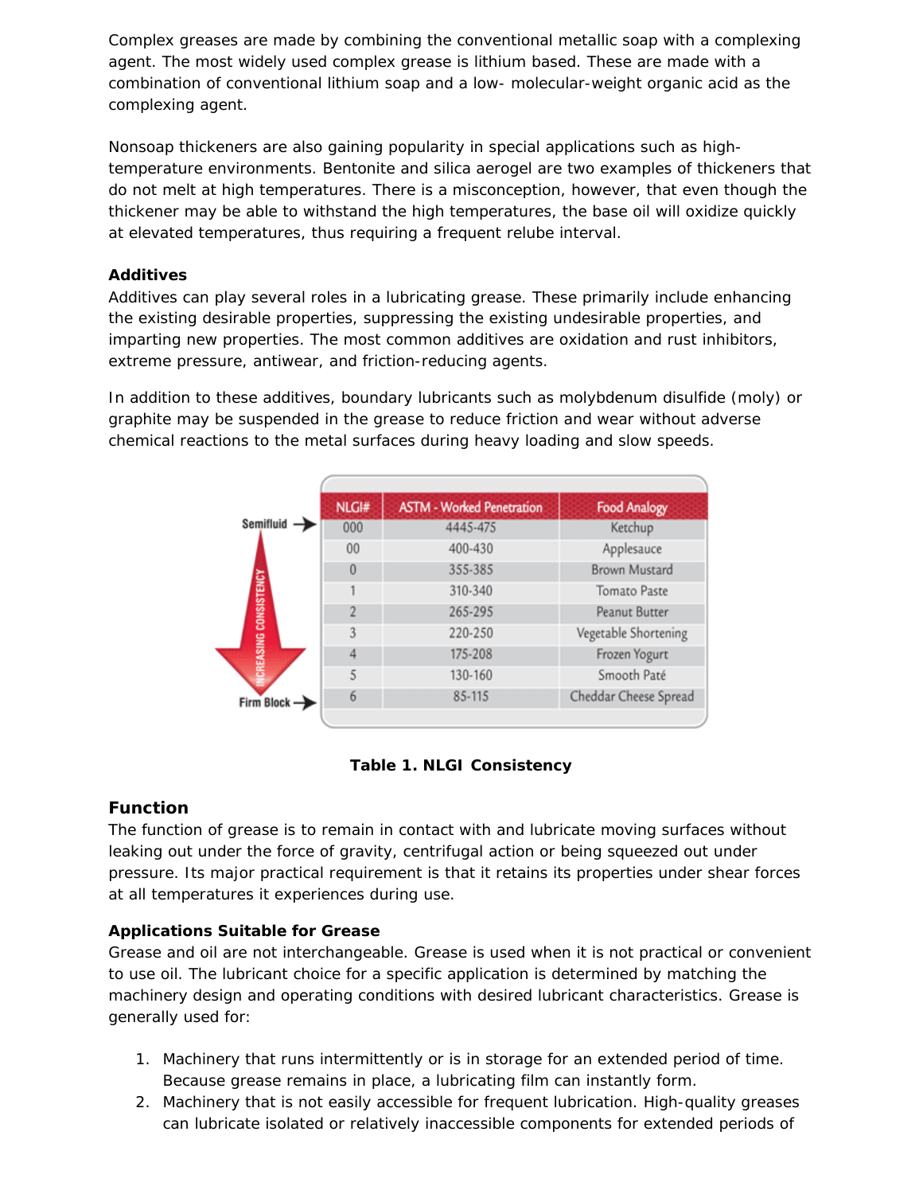Complex greases are made by combining the conventional metallic soap with a complexing agent. The most widely used complex grease is lithium based. These are made with a combination of conventional lithium soap and a low- molecular-weight organic acid as the complexing agent.

Nonsoap thickeners are also gaining popularity in special applications such as high-temperature environments. Bentonite and silica aerogel are two examples of thickeners that do not melt at high temperatures. There is a misconception, however, that even though the thickener may be able to withstand the high temperatures, the base oil will oxidize quickly at elevated temperatures, thus requiring a frequent relube interval.

### Additives

Additives can play several roles in a lubricating grease. These primarily include enhancing the existing desirable properties, suppressing the existing undesirable properties, and imparting new properties. The most common additives are oxidation and rust inhibitors, extreme pressure, antiwear, and friction-reducing agents.

In addition to these additives, boundary lubricants such as molybdenum disulfide (moly) or graphite may be suspended in the grease to reduce friction and wear without adverse chemical reactions to the metal surfaces during heavy loading and slow speeds.

| NLGI# | ASTM - Worked Penetration | Food Analogy |
|---|---|---|
| 000 | 4445-475 | Ketchup |
| 00 | 400-430 | Applesauce |
| 0 | 355-385 | Brown Mustard |
| 1 | 310-340 | Tomato Paste |
| 2 | 265-295 | Peanut Butter |
| 3 | 220-250 | Vegetable Shortening |
| 4 | 175-208 | Frozen Yogurt |
| 5 | 130-160 | Smooth Paté |
| 6 | 85-115 | Cheddar Cheese Spread |

Semifluid → Increasing Consistency → Firm Block

**Table 1. NLGI Consistency**

## Function

The function of grease is to remain in contact with and lubricate moving surfaces without leaking out under the force of gravity, centrifugal action or being squeezed out under pressure. Its major practical requirement is that it retains its properties under shear forces at all temperatures it experiences during use.

### Applications Suitable for Grease

Grease and oil are not interchangeable. Grease is used when it is not practical or convenient to use oil. The lubricant choice for a specific application is determined by matching the machinery design and operating conditions with desired lubricant characteristics. Grease is generally used for:

1. Machinery that runs intermittently or is in storage for an extended period of time. Because grease remains in place, a lubricating film can instantly form.
2. Machinery that is not easily accessible for frequent lubrication. High-quality greases can lubricate isolated or relatively inaccessible components for extended periods of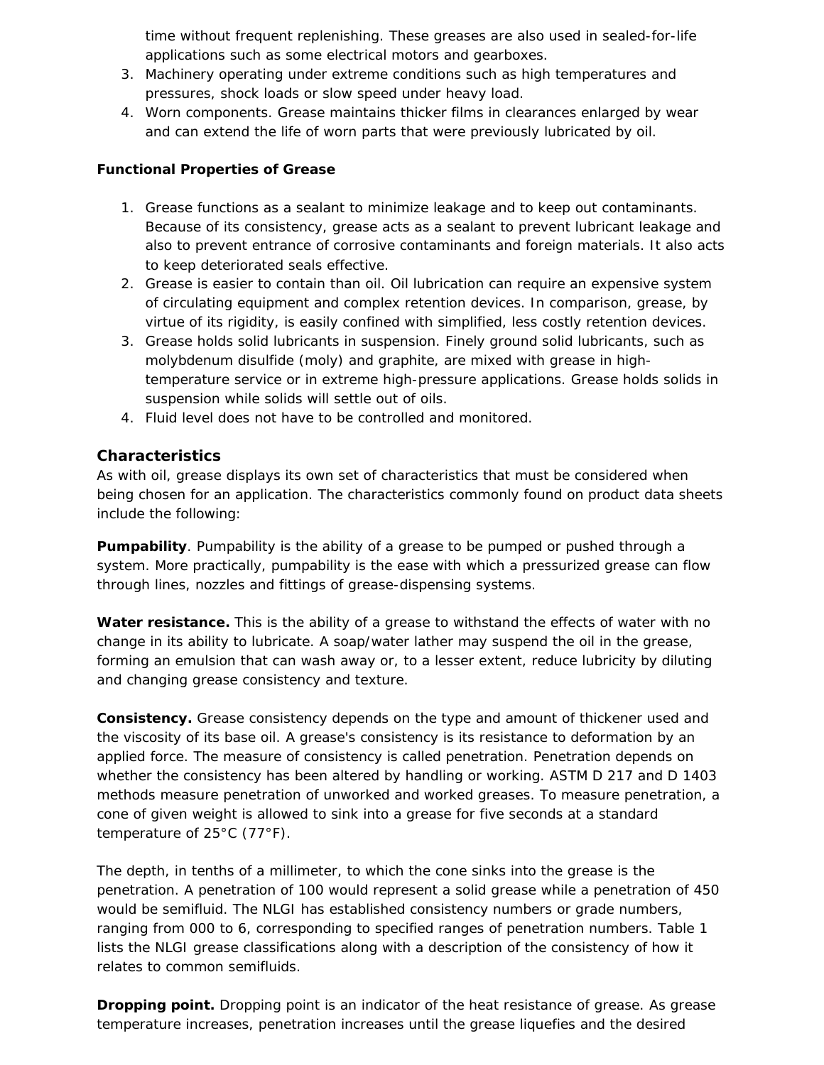time without frequent replenishing. These greases are also used in sealed-for-life applications such as some electrical motors and gearboxes.

3. Machinery operating under extreme conditions such as high temperatures and pressures, shock loads or slow speed under heavy load.
4. Worn components. Grease maintains thicker films in clearances enlarged by wear and can extend the life of worn parts that were previously lubricated by oil.

**Functional Properties of Grease**

1. Grease functions as a sealant to minimize leakage and to keep out contaminants. Because of its consistency, grease acts as a sealant to prevent lubricant leakage and also to prevent entrance of corrosive contaminants and foreign materials. It also acts to keep deteriorated seals effective.
2. Grease is easier to contain than oil. Oil lubrication can require an expensive system of circulating equipment and complex retention devices. In comparison, grease, by virtue of its rigidity, is easily confined with simplified, less costly retention devices.
3. Grease holds solid lubricants in suspension. Finely ground solid lubricants, such as molybdenum disulfide (moly) and graphite, are mixed with grease in high-temperature service or in extreme high-pressure applications. Grease holds solids in suspension while solids will settle out of oils.
4. Fluid level does not have to be controlled and monitored.

## Characteristics

As with oil, grease displays its own set of characteristics that must be considered when being chosen for an application. The characteristics commonly found on product data sheets include the following:

**Pumpability**. Pumpability is the ability of a grease to be pumped or pushed through a system. More practically, pumpability is the ease with which a pressurized grease can flow through lines, nozzles and fittings of grease-dispensing systems.

**Water resistance.** This is the ability of a grease to withstand the effects of water with no change in its ability to lubricate. A soap/water lather may suspend the oil in the grease, forming an emulsion that can wash away or, to a lesser extent, reduce lubricity by diluting and changing grease consistency and texture.

**Consistency.** Grease consistency depends on the type and amount of thickener used and the viscosity of its base oil. A grease's consistency is its resistance to deformation by an applied force. The measure of consistency is called penetration. Penetration depends on whether the consistency has been altered by handling or working. ASTM D 217 and D 1403 methods measure penetration of unworked and worked greases. To measure penetration, a cone of given weight is allowed to sink into a grease for five seconds at a standard temperature of 25°C (77°F).

The depth, in tenths of a millimeter, to which the cone sinks into the grease is the penetration. A penetration of 100 would represent a solid grease while a penetration of 450 would be semifluid. The NLGI has established consistency numbers or grade numbers, ranging from 000 to 6, corresponding to specified ranges of penetration numbers. Table 1 lists the NLGI grease classifications along with a description of the consistency of how it relates to common semifluids.

**Dropping point.** Dropping point is an indicator of the heat resistance of grease. As grease temperature increases, penetration increases until the grease liquefies and the desired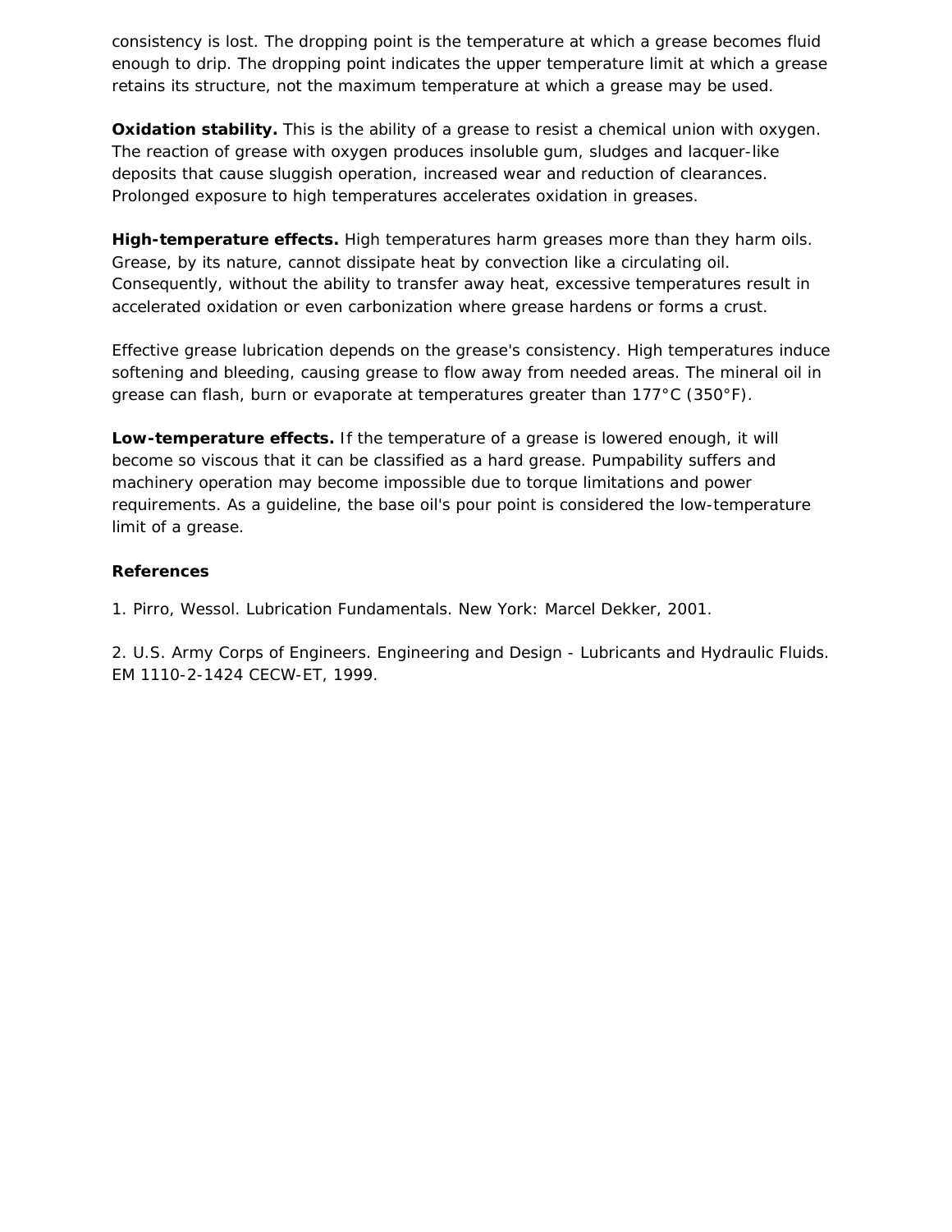consistency is lost. The dropping point is the temperature at which a grease becomes fluid enough to drip. The dropping point indicates the upper temperature limit at which a grease retains its structure, not the maximum temperature at which a grease may be used.

**Oxidation stability.** This is the ability of a grease to resist a chemical union with oxygen. The reaction of grease with oxygen produces insoluble gum, sludges and lacquer-like deposits that cause sluggish operation, increased wear and reduction of clearances. Prolonged exposure to high temperatures accelerates oxidation in greases.

**High-temperature effects.** High temperatures harm greases more than they harm oils. Grease, by its nature, cannot dissipate heat by convection like a circulating oil. Consequently, without the ability to transfer away heat, excessive temperatures result in accelerated oxidation or even carbonization where grease hardens or forms a crust.

Effective grease lubrication depends on the grease's consistency. High temperatures induce softening and bleeding, causing grease to flow away from needed areas. The mineral oil in grease can flash, burn or evaporate at temperatures greater than 177°C (350°F).

**Low-temperature effects.** If the temperature of a grease is lowered enough, it will become so viscous that it can be classified as a hard grease. Pumpability suffers and machinery operation may become impossible due to torque limitations and power requirements. As a guideline, the base oil's pour point is considered the low-temperature limit of a grease.

**References**

1. Pirro, Wessol. Lubrication Fundamentals. New York: Marcel Dekker, 2001.

2. U.S. Army Corps of Engineers. Engineering and Design - Lubricants and Hydraulic Fluids. EM 1110-2-1424 CECW-ET, 1999.